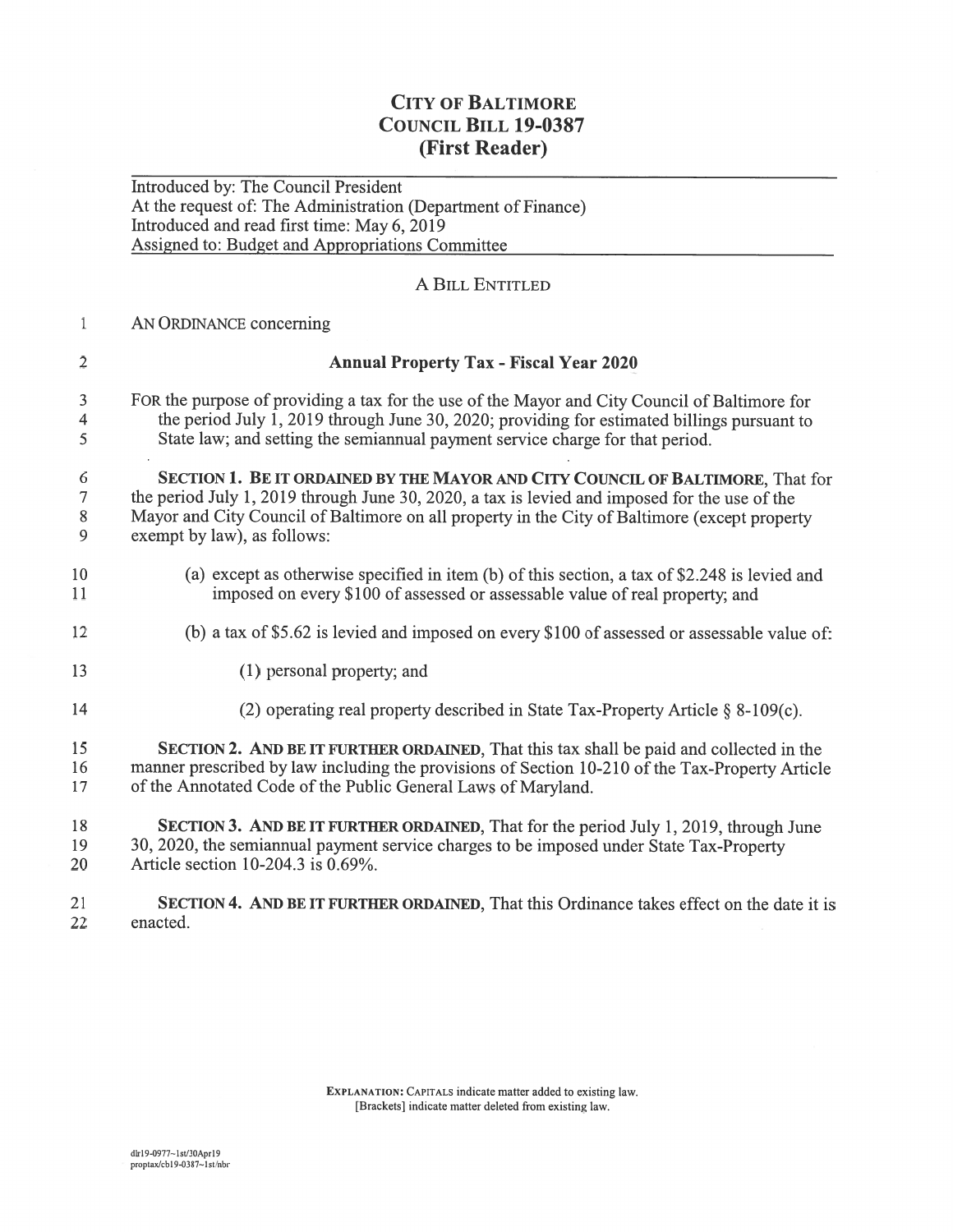# CITY OF BALTIMORE
# COUNCIL BILL 19-0387
## (First Reader)

Introduced by: The Council President
At the request of: The Administration (Department of Finance)
Introduced and read first time: May 6, 2019
Assigned to: Budget and Appropriations Committee

A BILL ENTITLED

AN ORDINANCE concerning

**Annual Property Tax - Fiscal Year 2020**

FOR the purpose of providing a tax for the use of the Mayor and City Council of Baltimore for the period July 1, 2019 through June 30, 2020; providing for estimated billings pursuant to State law; and setting the semiannual payment service charge for that period.

**SECTION 1. BE IT ORDAINED BY THE MAYOR AND CITY COUNCIL OF BALTIMORE**, That for the period July 1, 2019 through June 30, 2020, a tax is levied and imposed for the use of the Mayor and City Council of Baltimore on all property in the City of Baltimore (except property exempt by law), as follows:

(a) except as otherwise specified in item (b) of this section, a tax of $2.248 is levied and imposed on every $100 of assessed or assessable value of real property; and

(b) a tax of $5.62 is levied and imposed on every $100 of assessed or assessable value of:

(1) personal property; and

(2) operating real property described in State Tax-Property Article § 8-109(c).

**SECTION 2. AND BE IT FURTHER ORDAINED**, That this tax shall be paid and collected in the manner prescribed by law including the provisions of Section 10-210 of the Tax-Property Article of the Annotated Code of the Public General Laws of Maryland.

**SECTION 3. AND BE IT FURTHER ORDAINED**, That for the period July 1, 2019, through June 30, 2020, the semiannual payment service charges to be imposed under State Tax-Property Article section 10-204.3 is 0.69%.

**SECTION 4. AND BE IT FURTHER ORDAINED**, That this Ordinance takes effect on the date it is enacted.

EXPLANATION: CAPITALS indicate matter added to existing law.
[Brackets] indicate matter deleted from existing law.

dlr19-0977~1st/30Apr19
proptax/cb19-0387~1st/nbr